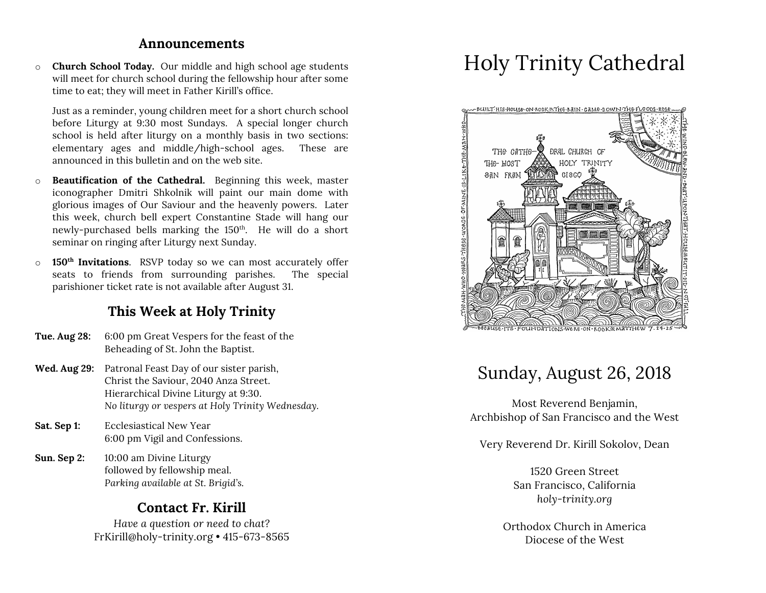## Announcements

- **Church School Today.** Our middle and high school age students will meet for church school during the fellowship hour after some time to eat; they will meet in Father Kirill's office.

  Just as a reminder, young children meet for a short church school before Liturgy at 9:30 most Sundays. A special longer church school is held after liturgy on a monthly basis in two sections: elementary ages and middle/high-school ages. These are announced in this bulletin and on the web site.

- **Beautification of the Cathedral.** Beginning this week, master iconographer Dmitri Shkolnik will paint our main dome with glorious images of Our Saviour and the heavenly powers. Later this week, church bell expert Constantine Stade will hang our newly-purchased bells marking the 150th. He will do a short seminar on ringing after Liturgy next Sunday.

- **150th Invitations**. RSVP today so we can most accurately offer seats to friends from surrounding parishes. The special parishioner ticket rate is not available after August 31.

## This Week at Holy Trinity

**Tue. Aug 28:** 6:00 pm Great Vespers for the feast of the Beheading of St. John the Baptist.

**Wed. Aug 29:** Patronal Feast Day of our sister parish, Christ the Saviour, 2040 Anza Street. Hierarchical Divine Liturgy at 9:30. *No liturgy or vespers at Holy Trinity Wednesday.*

**Sat. Sep 1:** Ecclesiastical New Year
6:00 pm Vigil and Confessions.

**Sun. Sep 2:** 10:00 am Divine Liturgy followed by fellowship meal. *Parking available at St. Brigid's.*

## Contact Fr. Kirill

*Have a question or need to chat?*
FrKirill@holy-trinity.org • 415-673-8565

# Holy Trinity Cathedral

## Sunday, August 26, 2018

Most Reverend Benjamin,
Archbishop of San Francisco and the West

Very Reverend Dr. Kirill Sokolov, Dean

1520 Green Street
San Francisco, California
*holy-trinity.org*

Orthodox Church in America
Diocese of the West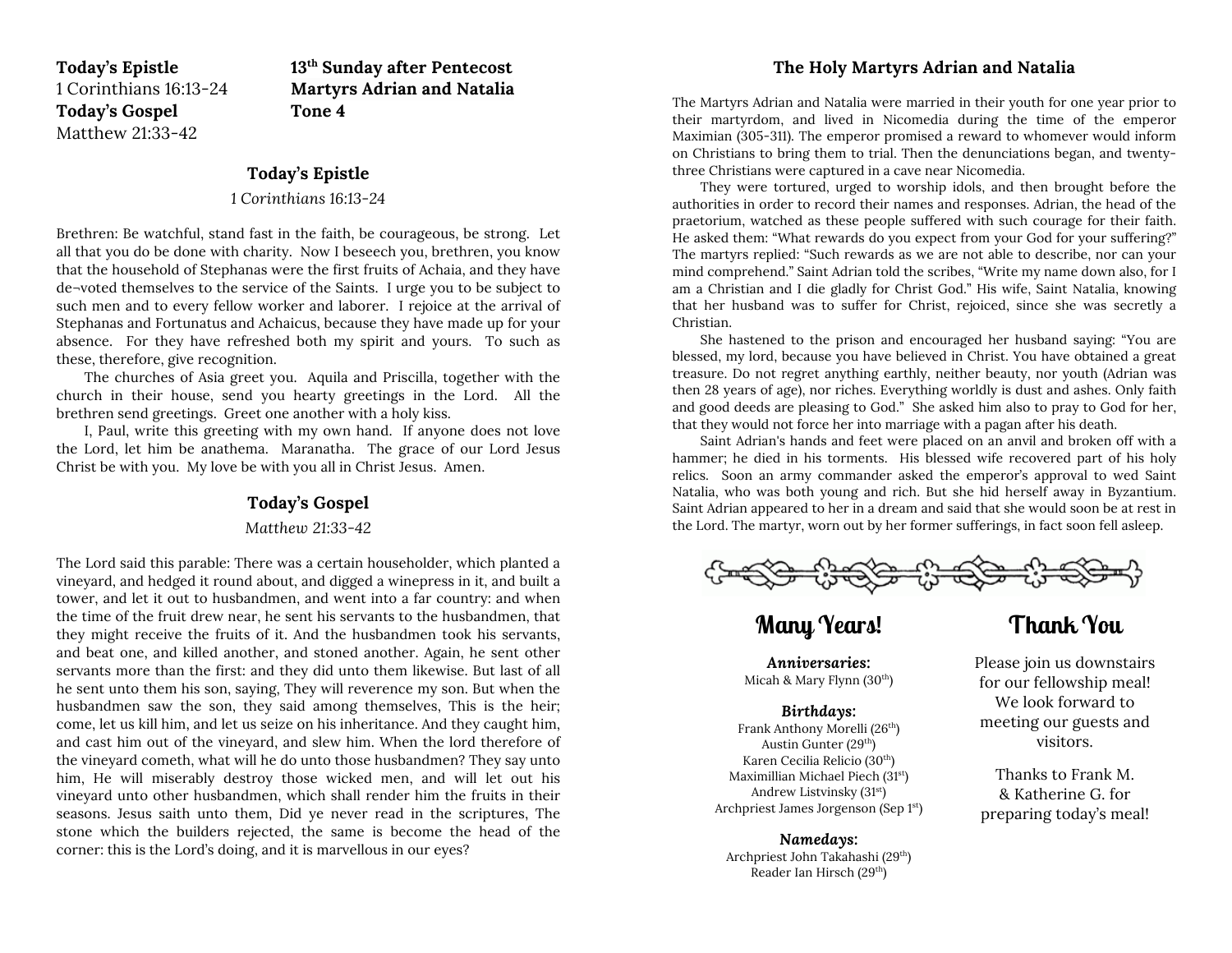**Today's Epistle**
1 Corinthians 16:13-24
**Today's Gospel**
Matthew 21:33-42

**13th Sunday after Pentecost**
**Martyrs Adrian and Natalia**
**Tone 4**

## Today's Epistle

*1 Corinthians 16:13-24*

Brethren: Be watchful, stand fast in the faith, be courageous, be strong. Let all that you do be done with charity. Now I beseech you, brethren, you know that the household of Stephanas were the first fruits of Achaia, and they have de¬voted themselves to the service of the Saints. I urge you to be subject to such men and to every fellow worker and laborer. I rejoice at the arrival of Stephanas and Fortunatus and Achaicus, because they have made up for your absence. For they have refreshed both my spirit and yours. To such as these, therefore, give recognition.

The churches of Asia greet you. Aquila and Priscilla, together with the church in their house, send you hearty greetings in the Lord. All the brethren send greetings. Greet one another with a holy kiss.

I, Paul, write this greeting with my own hand. If anyone does not love the Lord, let him be anathema. Maranatha. The grace of our Lord Jesus Christ be with you. My love be with you all in Christ Jesus. Amen.

## Today's Gospel

*Matthew 21:33-42*

The Lord said this parable: There was a certain householder, which planted a vineyard, and hedged it round about, and digged a winepress in it, and built a tower, and let it out to husbandmen, and went into a far country: and when the time of the fruit drew near, he sent his servants to the husbandmen, that they might receive the fruits of it. And the husbandmen took his servants, and beat one, and killed another, and stoned another. Again, he sent other servants more than the first: and they did unto them likewise. But last of all he sent unto them his son, saying, They will reverence my son. But when the husbandmen saw the son, they said among themselves, This is the heir; come, let us kill him, and let us seize on his inheritance. And they caught him, and cast him out of the vineyard, and slew him. When the lord therefore of the vineyard cometh, what will he do unto those husbandmen? They say unto him, He will miserably destroy those wicked men, and will let out his vineyard unto other husbandmen, which shall render him the fruits in their seasons. Jesus saith unto them, Did ye never read in the scriptures, The stone which the builders rejected, the same is become the head of the corner: this is the Lord's doing, and it is marvellous in our eyes?

## The Holy Martyrs Adrian and Natalia

The Martyrs Adrian and Natalia were married in their youth for one year prior to their martyrdom, and lived in Nicomedia during the time of the emperor Maximian (305-311). The emperor promised a reward to whomever would inform on Christians to bring them to trial. Then the denunciations began, and twenty-three Christians were captured in a cave near Nicomedia.

They were tortured, urged to worship idols, and then brought before the authorities in order to record their names and responses. Adrian, the head of the praetorium, watched as these people suffered with such courage for their faith. He asked them: "What rewards do you expect from your God for your suffering?" The martyrs replied: "Such rewards as we are not able to describe, nor can your mind comprehend." Saint Adrian told the scribes, "Write my name down also, for I am a Christian and I die gladly for Christ God." His wife, Saint Natalia, knowing that her husband was to suffer for Christ, rejoiced, since she was secretly a Christian.

She hastened to the prison and encouraged her husband saying: "You are blessed, my lord, because you have believed in Christ. You have obtained a great treasure. Do not regret anything earthly, neither beauty, nor youth (Adrian was then 28 years of age), nor riches. Everything worldly is dust and ashes. Only faith and good deeds are pleasing to God." She asked him also to pray to God for her, that they would not force her into marriage with a pagan after his death.

Saint Adrian's hands and feet were placed on an anvil and broken off with a hammer; he died in his torments. His blessed wife recovered part of his holy relics. Soon an army commander asked the emperor's approval to wed Saint Natalia, who was both young and rich. But she hid herself away in Byzantium. Saint Adrian appeared to her in a dream and said that she would soon be at rest in the Lord. The martyr, worn out by her former sufferings, in fact soon fell asleep.

## Many Years!

***Anniversaries:***
Micah & Mary Flynn (30th)

***Birthdays:***
Frank Anthony Morelli (26th)
Austin Gunter (29th)
Karen Cecilia Relicio (30th)
Maximillian Michael Piech (31st)
Andrew Listvinsky (31st)
Archpriest James Jorgenson (Sep 1st)

***Namedays:***
Archpriest John Takahashi (29th)
Reader Ian Hirsch (29th)

## Thank You

Please join us downstairs for our fellowship meal! We look forward to meeting our guests and visitors.

Thanks to Frank M. & Katherine G. for preparing today's meal!